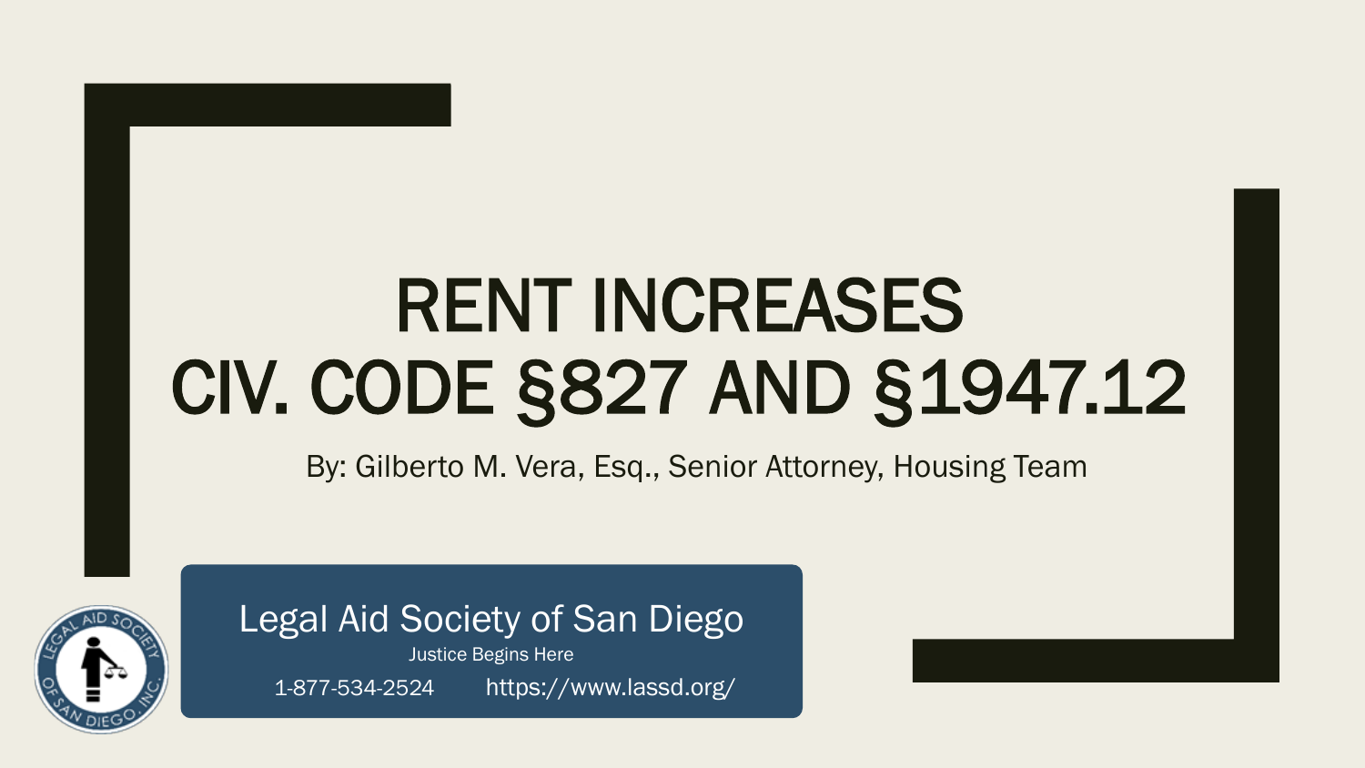# RENT INCREASES
# CIV. CODE §827 AND §1947.12

By: Gilberto M. Vera, Esq., Senior Attorney, Housing Team

Legal Aid Society of San Diego

Justice Begins Here

1-877-534-2524 https://www.lassd.org/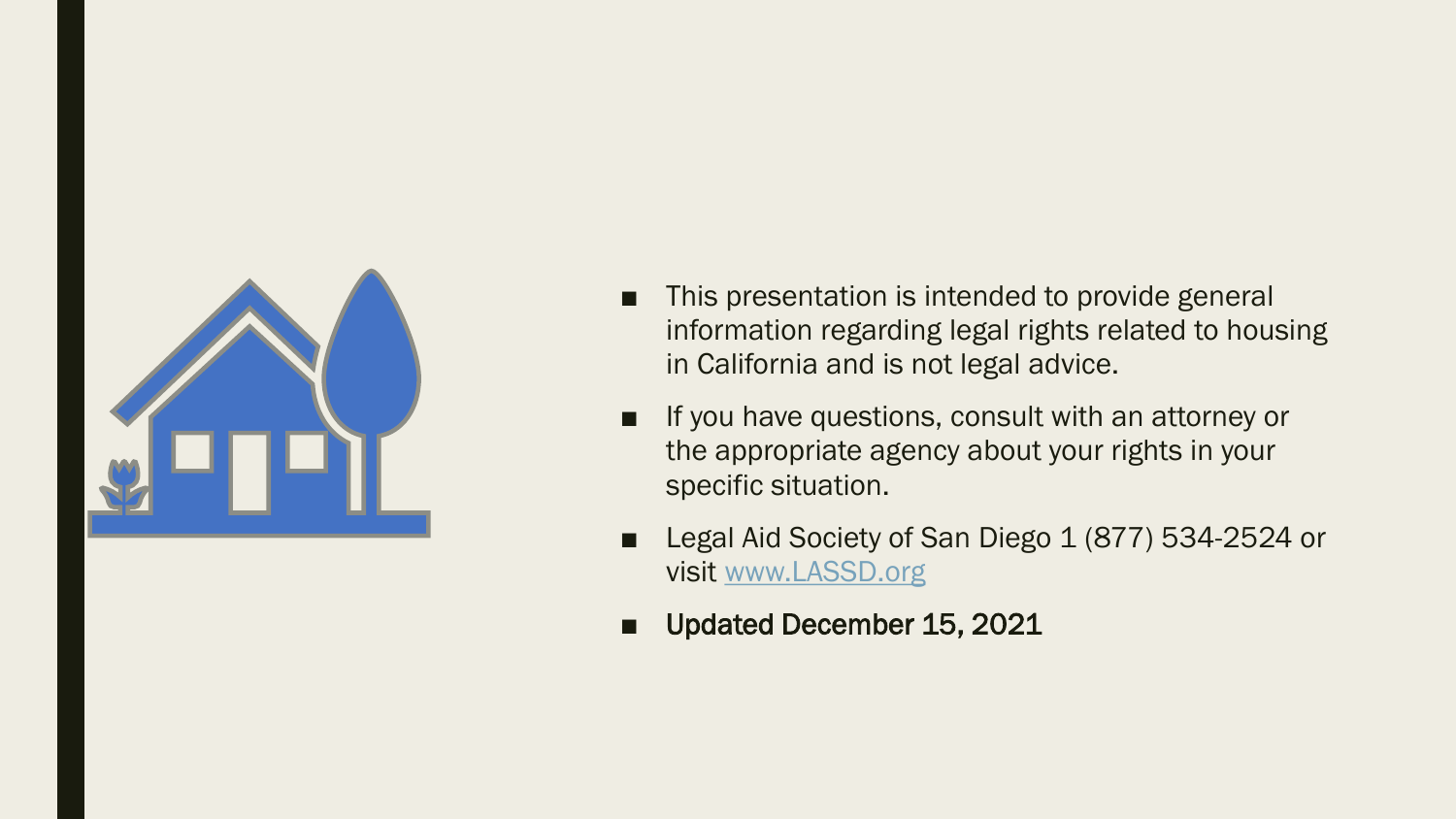- This presentation is intended to provide general information regarding legal rights related to housing in California and is not legal advice.
- If you have questions, consult with an attorney or the appropriate agency about your rights in your specific situation.
- Legal Aid Society of San Diego 1 (877) 534-2524 or visit [www.LASSD.org](http://www.LASSD.org)
- **Updated December 15, 2021**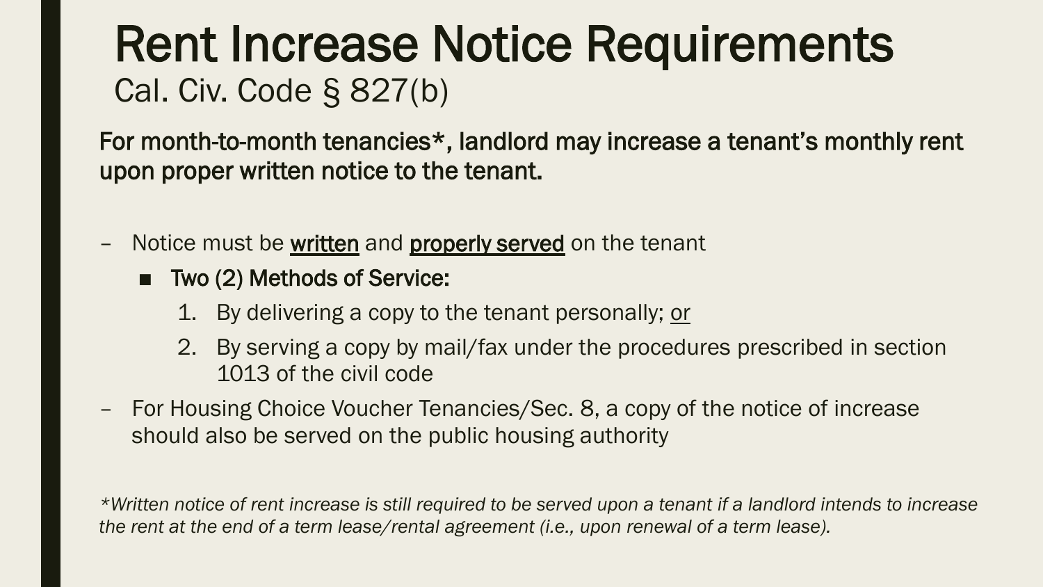# Rent Increase Notice Requirements

## Cal. Civ. Code § 827(b)

**For month-to-month tenancies*, landlord may increase a tenant's monthly rent upon proper written notice to the tenant.**

- Notice must be <u>written</u> and <u>properly served</u> on the tenant
  - **Two (2) Methods of Service:**
    1. By delivering a copy to the tenant personally; <u>or</u>
    2. By serving a copy by mail/fax under the procedures prescribed in section 1013 of the civil code
- For Housing Choice Voucher Tenancies/Sec. 8, a copy of the notice of increase should also be served on the public housing authority

*\*Written notice of rent increase is still required to be served upon a tenant if a landlord intends to increase the rent at the end of a term lease/rental agreement (i.e., upon renewal of a term lease).*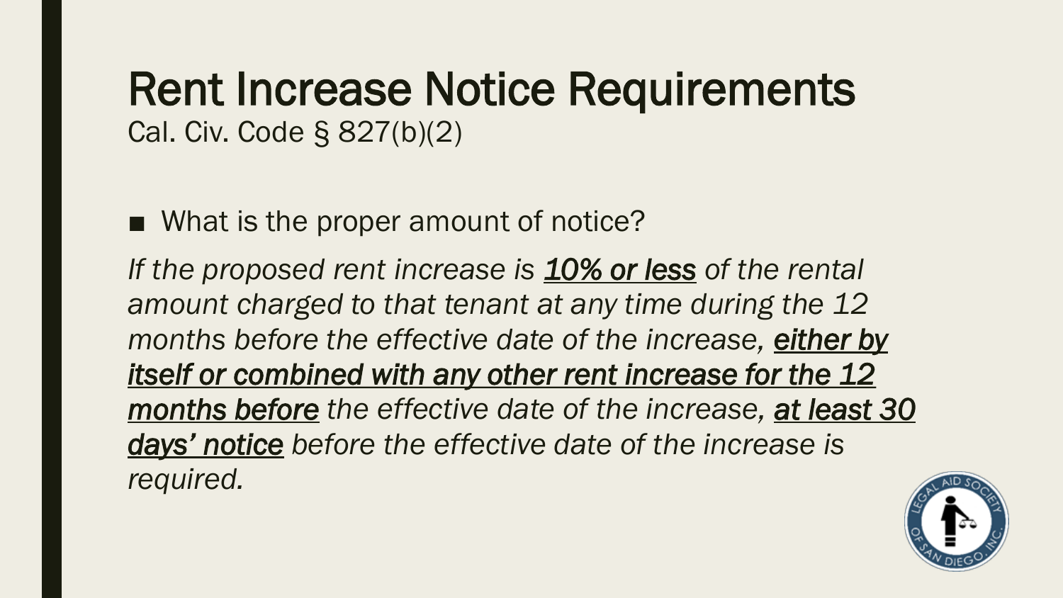# Rent Increase Notice Requirements

Cal. Civ. Code § 827(b)(2)

- What is the proper amount of notice?

*If the proposed rent increase is **10% or less** of the rental amount charged to that tenant at any time during the 12 months before the effective date of the increase, **either by itself or combined with any other rent increase for the 12 months before** the effective date of the increase, **at least 30 days' notice** before the effective date of the increase is required.*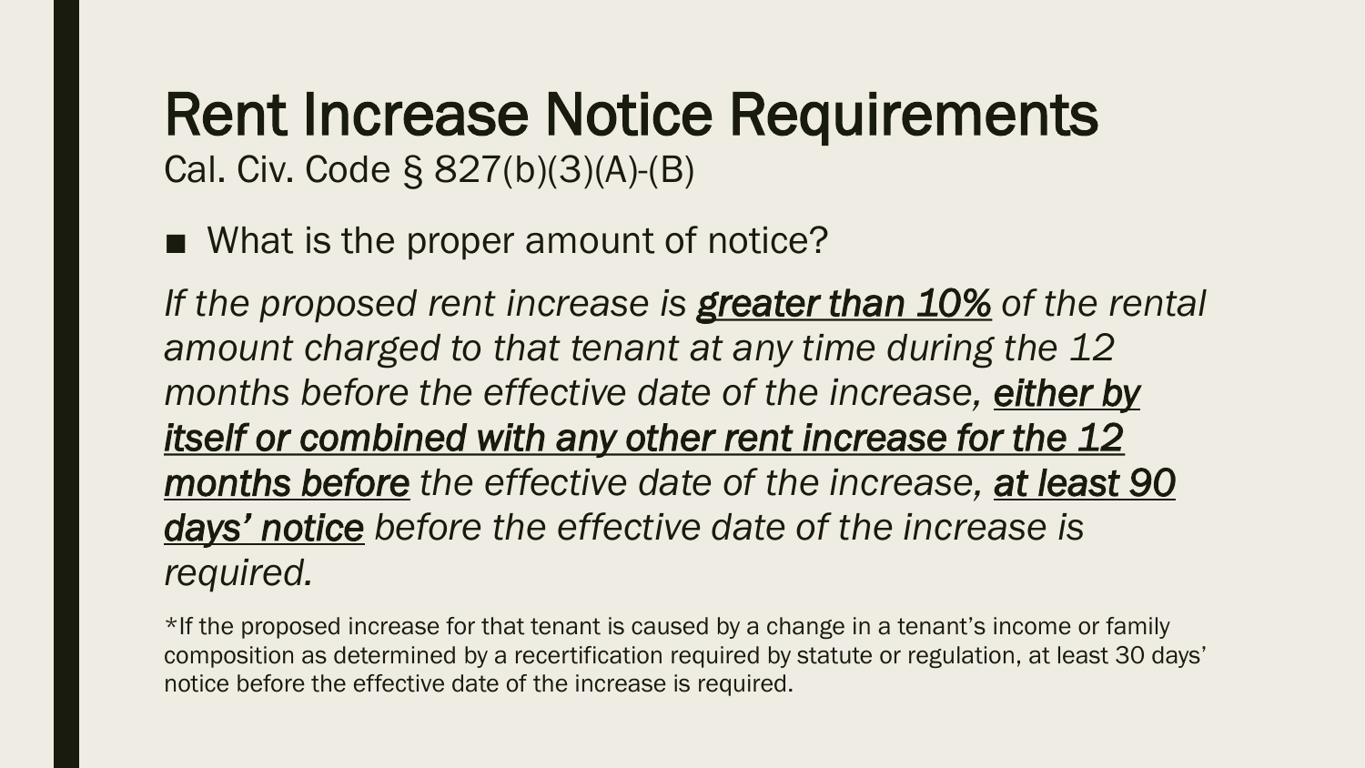# Rent Increase Notice Requirements

Cal. Civ. Code § 827(b)(3)(A)-(B)

- What is the proper amount of notice?

*If the proposed rent increase is **greater than 10%** of the rental amount charged to that tenant at any time during the 12 months before the effective date of the increase, **either by itself or combined with any other rent increase for the 12 months before** the effective date of the increase, **at least 90 days' notice** before the effective date of the increase is required.*

*If the proposed increase for that tenant is caused by a change in a tenant's income or family composition as determined by a recertification required by statute or regulation, at least 30 days' notice before the effective date of the increase is required.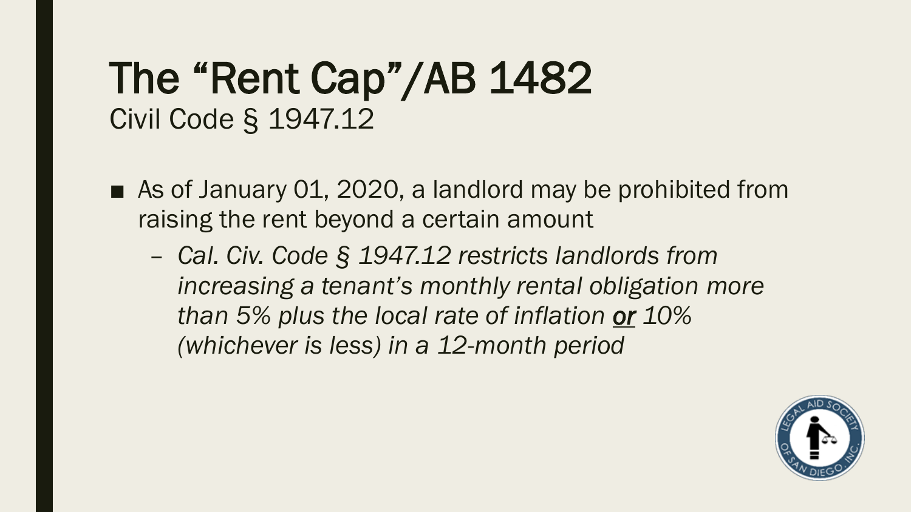# The "Rent Cap"/AB 1482

Civil Code § 1947.12

- As of January 01, 2020, a landlord may be prohibited from raising the rent beyond a certain amount
  - *Cal. Civ. Code § 1947.12 restricts landlords from increasing a tenant's monthly rental obligation more than 5% plus the local rate of inflation **or** 10% (whichever is less) in a 12-month period*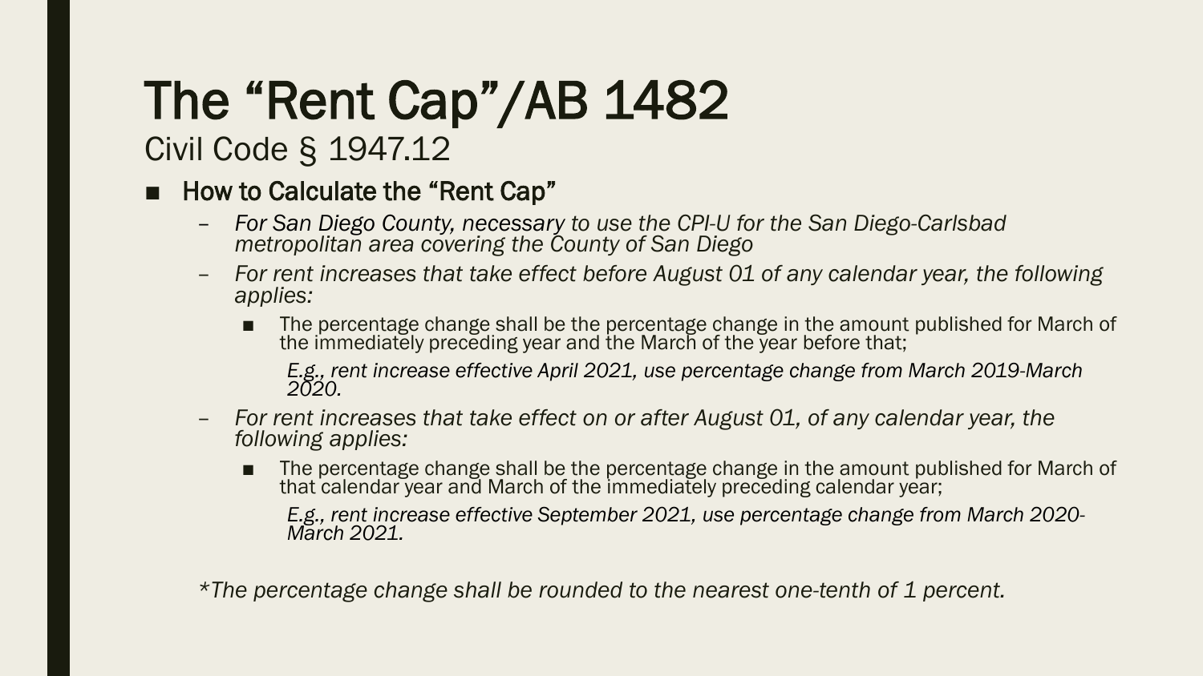# The “Rent Cap”/AB 1482

## Civil Code § 1947.12

- **How to Calculate the “Rent Cap”**
  - *For San Diego County, necessary to use the CPI-U for the San Diego-Carlsbad metropolitan area covering the County of San Diego*
  - *For rent increases that take effect before August 01 of any calendar year, the following applies:*
    - The percentage change shall be the percentage change in the amount published for March of the immediately preceding year and the March of the year before that;

      *E.g., rent increase effective April 2021, use percentage change from March 2019-March 2020.*
  - *For rent increases that take effect on or after August 01, of any calendar year, the following applies:*
    - The percentage change shall be the percentage change in the amount published for March of that calendar year and March of the immediately preceding calendar year;

      *E.g., rent increase effective September 2021, use percentage change from March 2020-March 2021.*

*\*The percentage change shall be rounded to the nearest one-tenth of 1 percent.*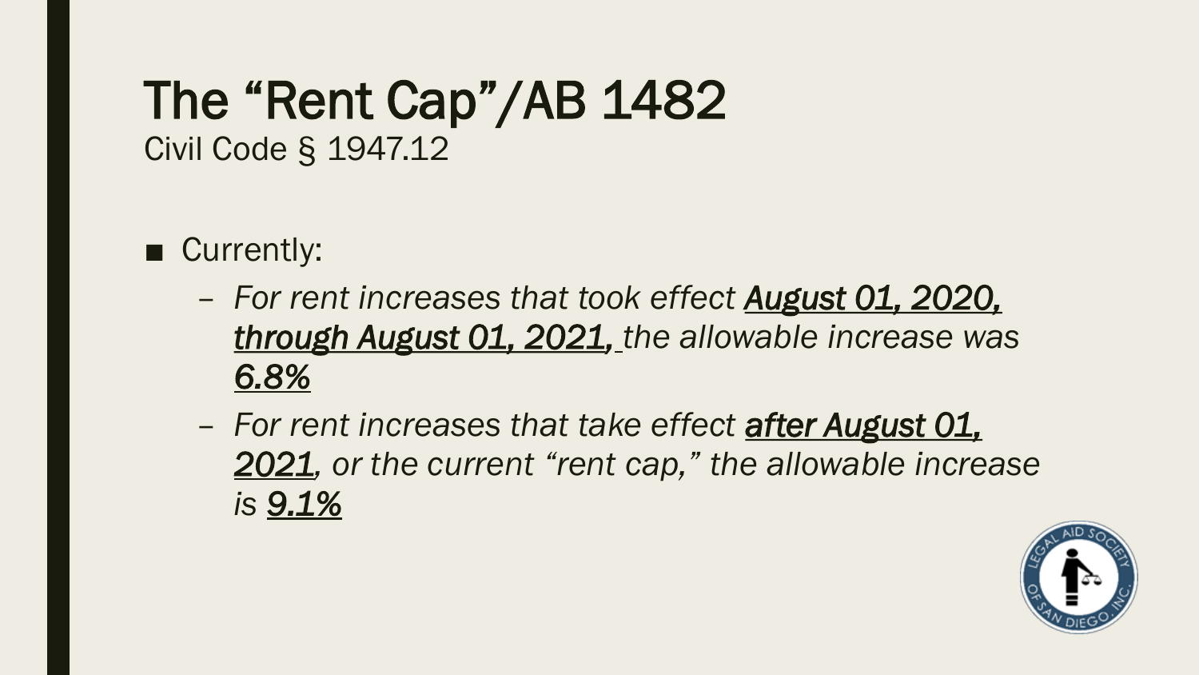# The "Rent Cap"/AB 1482

Civil Code § 1947.12

- Currently:
  - *For rent increases that took effect **August 01, 2020, through August 01, 2021,** the allowable increase was **6.8%***
  - *For rent increases that take effect **after August 01, 2021**, or the current "rent cap," the allowable increase is **9.1%***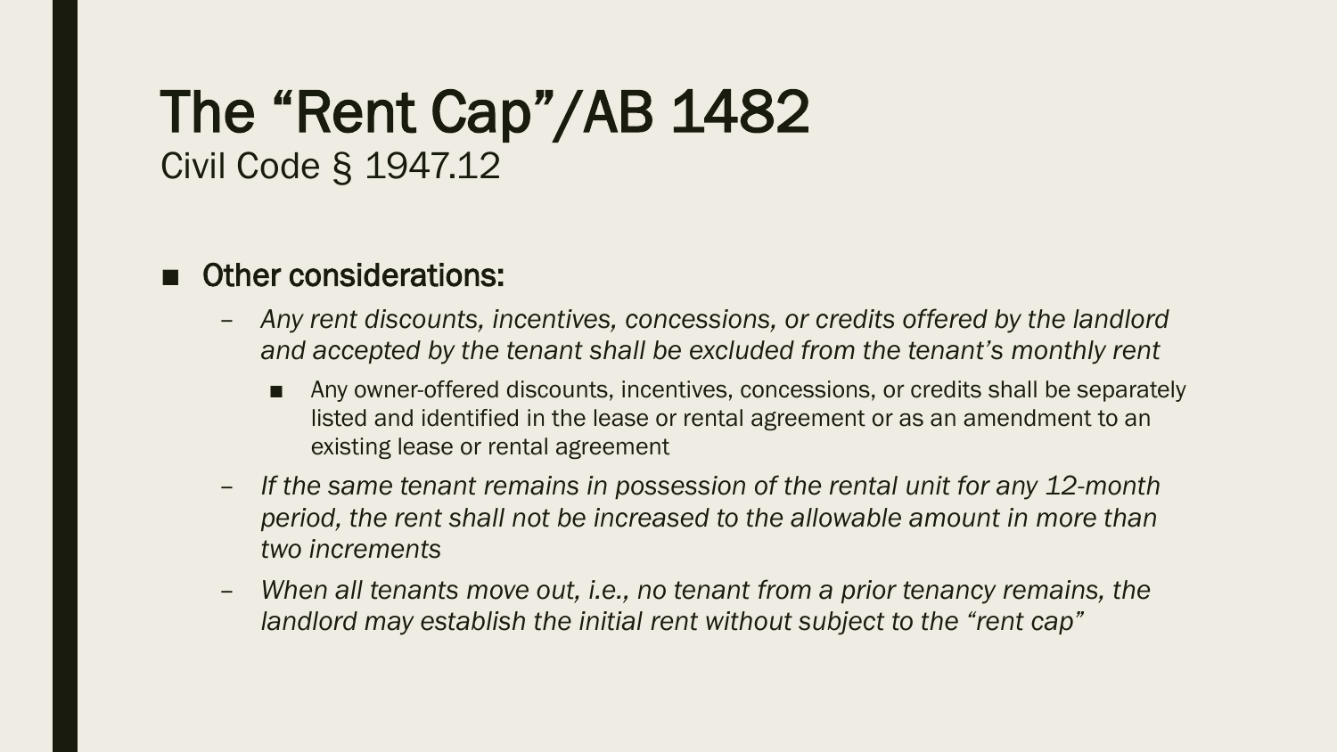# The “Rent Cap”/AB 1482

Civil Code § 1947.12

- Other considerations:
  - *Any rent discounts, incentives, concessions, or credits offered by the landlord and accepted by the tenant shall be excluded from the tenant’s monthly rent*
    - Any owner-offered discounts, incentives, concessions, or credits shall be separately listed and identified in the lease or rental agreement or as an amendment to an existing lease or rental agreement
  - *If the same tenant remains in possession of the rental unit for any 12-month period, the rent shall not be increased to the allowable amount in more than two increments*
  - *When all tenants move out, i.e., no tenant from a prior tenancy remains, the landlord may establish the initial rent without subject to the “rent cap”*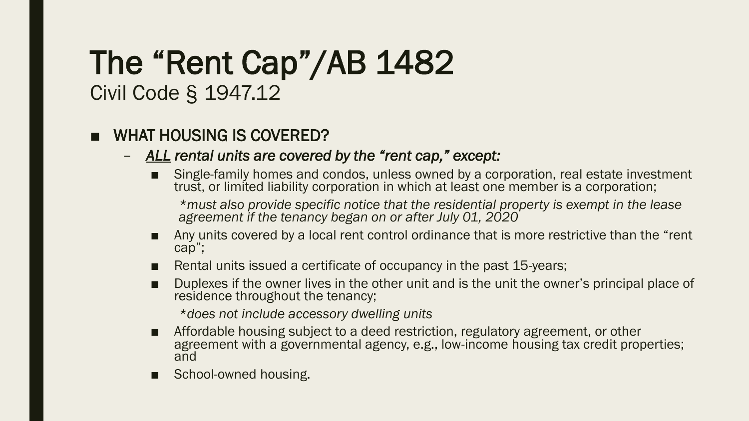# The “Rent Cap”/AB 1482

Civil Code § 1947.12

- WHAT HOUSING IS COVERED?
  - *<u>ALL</u> rental units are covered by the “rent cap,” except:*
    - Single-family homes and condos, unless owned by a corporation, real estate investment trust, or limited liability corporation in which at least one member is a corporation;

      **must also provide specific notice that the residential property is exempt in the lease agreement if the tenancy began on or after July 01, 2020*
    - Any units covered by a local rent control ordinance that is more restrictive than the “rent cap”;
    - Rental units issued a certificate of occupancy in the past 15-years;
    - Duplexes if the owner lives in the other unit and is the unit the owner’s principal place of residence throughout the tenancy;

      **does not include accessory dwelling units*
    - Affordable housing subject to a deed restriction, regulatory agreement, or other agreement with a governmental agency, e.g., low-income housing tax credit properties; and
    - School-owned housing.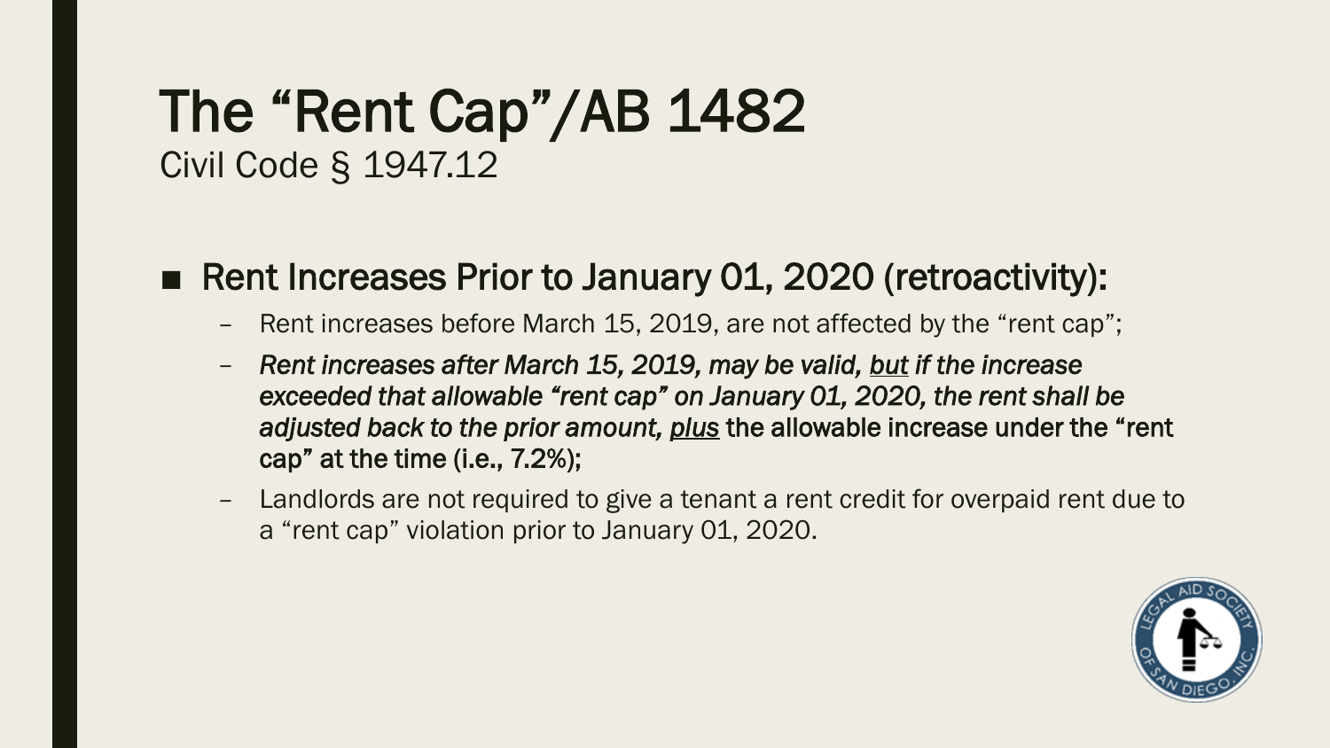# The "Rent Cap"/AB 1482

Civil Code § 1947.12

- **Rent Increases Prior to January 01, 2020 (retroactivity):**
  - Rent increases before March 15, 2019, are not affected by the "rent cap";
  - ***Rent increases after March 15, 2019, may be valid, <u>but</u> if the increase exceeded that allowable "rent cap" on January 01, 2020, the rent shall be adjusted back to the prior amount, <u>plus</u>*** **the allowable increase under the "rent cap" at the time (i.e., 7.2%);**
  - Landlords are not required to give a tenant a rent credit for overpaid rent due to a "rent cap" violation prior to January 01, 2020.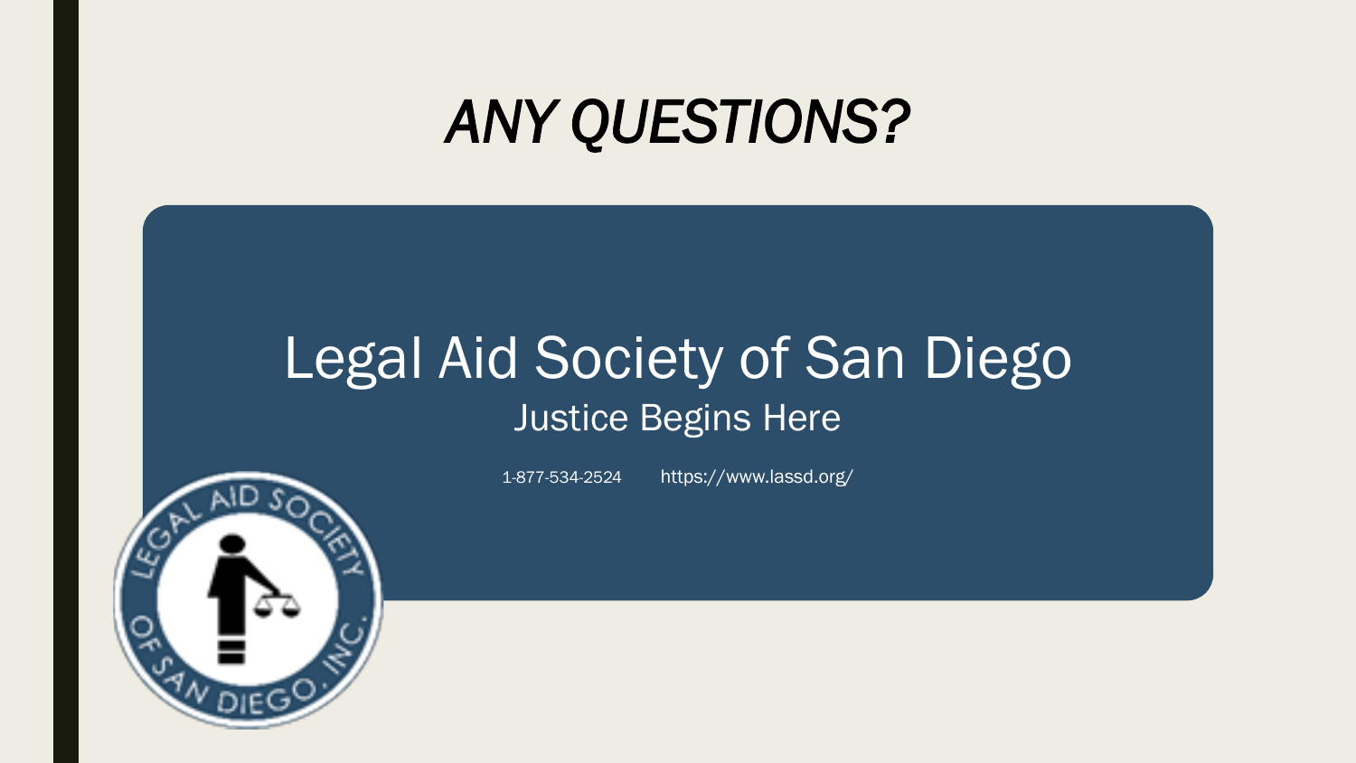# *ANY QUESTIONS?*

## Legal Aid Society of San Diego

### Justice Begins Here

1-877-534-2524 https://www.lassd.org/